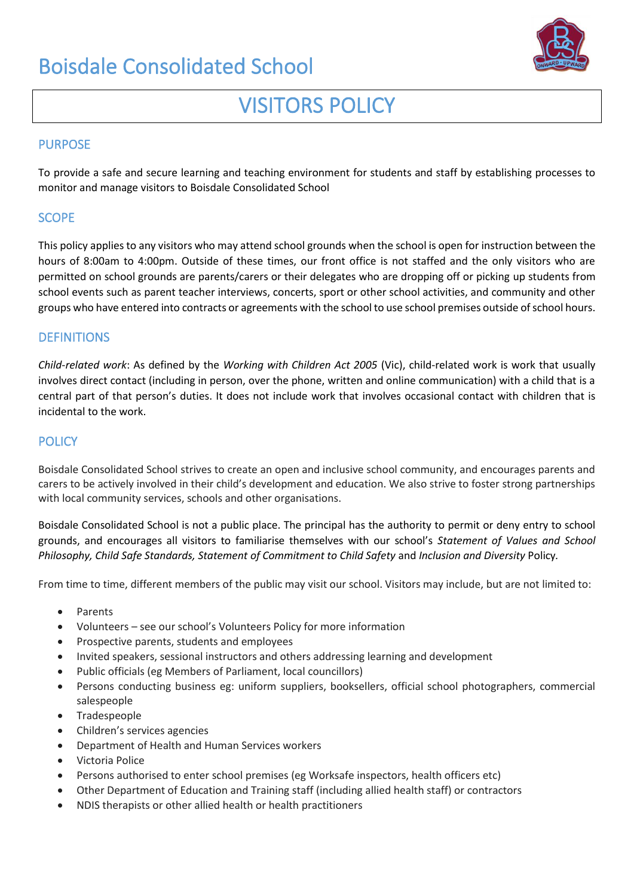# Boisdale Consolidated School

## VISITORS POLICY

### PURPOSE

To provide a safe and secure learning and teaching environment for students and staff by establishing processes to monitor and manage visitors to Boisdale Consolidated School

### SCOPE

This policy applies to any visitors who may attend school grounds when the school is open for instruction between the hours of 8:00am to 4:00pm. Outside of these times, our front office is not staffed and the only visitors who are permitted on school grounds are parents/carers or their delegates who are dropping off or picking up students from school events such as parent teacher interviews, concerts, sport or other school activities, and community and other groups who have entered into contracts or agreements with the school to use school premises outside of school hours.

### DEFINITIONS

*Child-related work*: As defined by the *Working with Children Act 2005* (Vic), child-related work is work that usually involves direct contact (including in person, over the phone, written and online communication) with a child that is a central part of that person's duties. It does not include work that involves occasional contact with children that is incidental to the work.

### POLICY

Boisdale Consolidated School strives to create an open and inclusive school community, and encourages parents and carers to be actively involved in their child's development and education. We also strive to foster strong partnerships with local community services, schools and other organisations.

Boisdale Consolidated School is not a public place. The principal has the authority to permit or deny entry to school grounds, and encourages all visitors to familiarise themselves with our school's *Statement of Values and School Philosophy, Child Safe Standards, Statement of Commitment to Child Safety* and *Inclusion and Diversity* Policy.

From time to time, different members of the public may visit our school. Visitors may include, but are not limited to:

- Parents
- Volunteers – see our school's Volunteers Policy for more information
- Prospective parents, students and employees
- Invited speakers, sessional instructors and others addressing learning and development
- Public officials (eg Members of Parliament, local councillors)
- Persons conducting business eg: uniform suppliers, booksellers, official school photographers, commercial salespeople
- Tradespeople
- Children's services agencies
- Department of Health and Human Services workers
- Victoria Police
- Persons authorised to enter school premises (eg Worksafe inspectors, health officers etc)
- Other Department of Education and Training staff (including allied health staff) or contractors
- NDIS therapists or other allied health or health practitioners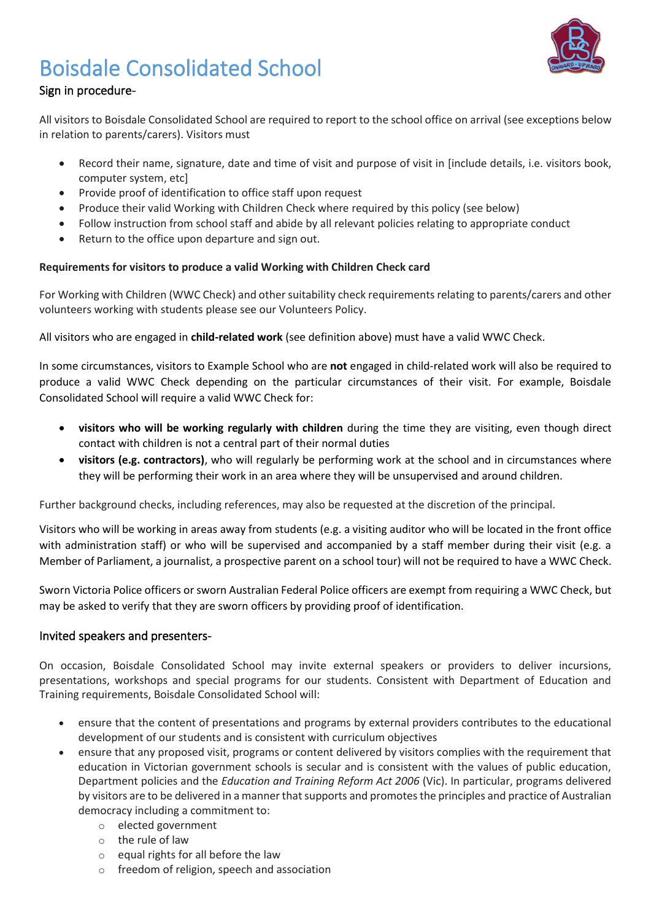# Boisdale Consolidated School

## Sign in procedure-

All visitors to Boisdale Consolidated School are required to report to the school office on arrival (see exceptions below in relation to parents/carers). Visitors must

- Record their name, signature, date and time of visit and purpose of visit in [include details, i.e. visitors book, computer system, etc]
- Provide proof of identification to office staff upon request
- Produce their valid Working with Children Check where required by this policy (see below)
- Follow instruction from school staff and abide by all relevant policies relating to appropriate conduct
- Return to the office upon departure and sign out.

**Requirements for visitors to produce a valid Working with Children Check card**

For Working with Children (WWC Check) and other suitability check requirements relating to parents/carers and other volunteers working with students please see our Volunteers Policy.

All visitors who are engaged in **child-related work** (see definition above) must have a valid WWC Check.

In some circumstances, visitors to Example School who are **not** engaged in child-related work will also be required to produce a valid WWC Check depending on the particular circumstances of their visit. For example, Boisdale Consolidated School will require a valid WWC Check for:

- **visitors who will be working regularly with children** during the time they are visiting, even though direct contact with children is not a central part of their normal duties
- **visitors (e.g. contractors)**, who will regularly be performing work at the school and in circumstances where they will be performing their work in an area where they will be unsupervised and around children.

Further background checks, including references, may also be requested at the discretion of the principal.

Visitors who will be working in areas away from students (e.g. a visiting auditor who will be located in the front office with administration staff) or who will be supervised and accompanied by a staff member during their visit (e.g. a Member of Parliament, a journalist, a prospective parent on a school tour) will not be required to have a WWC Check.

Sworn Victoria Police officers or sworn Australian Federal Police officers are exempt from requiring a WWC Check, but may be asked to verify that they are sworn officers by providing proof of identification.

## Invited speakers and presenters-

On occasion, Boisdale Consolidated School may invite external speakers or providers to deliver incursions, presentations, workshops and special programs for our students. Consistent with Department of Education and Training requirements, Boisdale Consolidated School will:

- ensure that the content of presentations and programs by external providers contributes to the educational development of our students and is consistent with curriculum objectives
- ensure that any proposed visit, programs or content delivered by visitors complies with the requirement that education in Victorian government schools is secular and is consistent with the values of public education, Department policies and the *Education and Training Reform Act 2006* (Vic). In particular, programs delivered by visitors are to be delivered in a manner that supports and promotes the principles and practice of Australian democracy including a commitment to:
  - elected government
  - the rule of law
  - equal rights for all before the law
  - freedom of religion, speech and association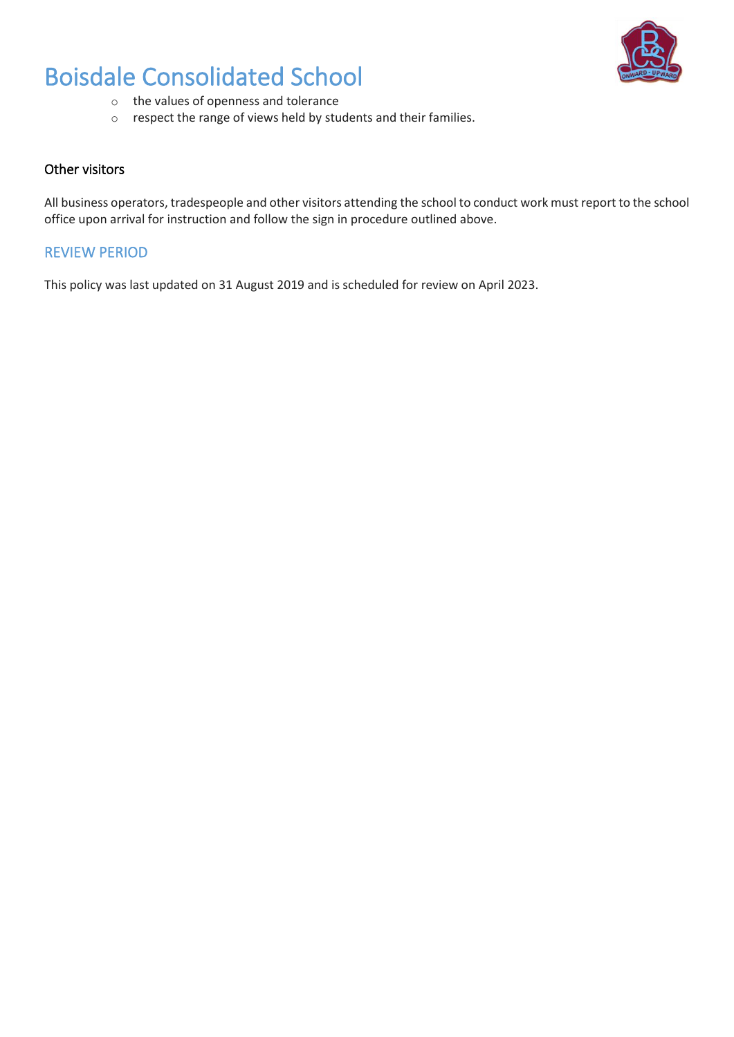- the values of openness and tolerance
- respect the range of views held by students and their families.

### Other visitors

All business operators, tradespeople and other visitors attending the school to conduct work must report to the school office upon arrival for instruction and follow the sign in procedure outlined above.

## REVIEW PERIOD

This policy was last updated on 31 August 2019 and is scheduled for review on April 2023.